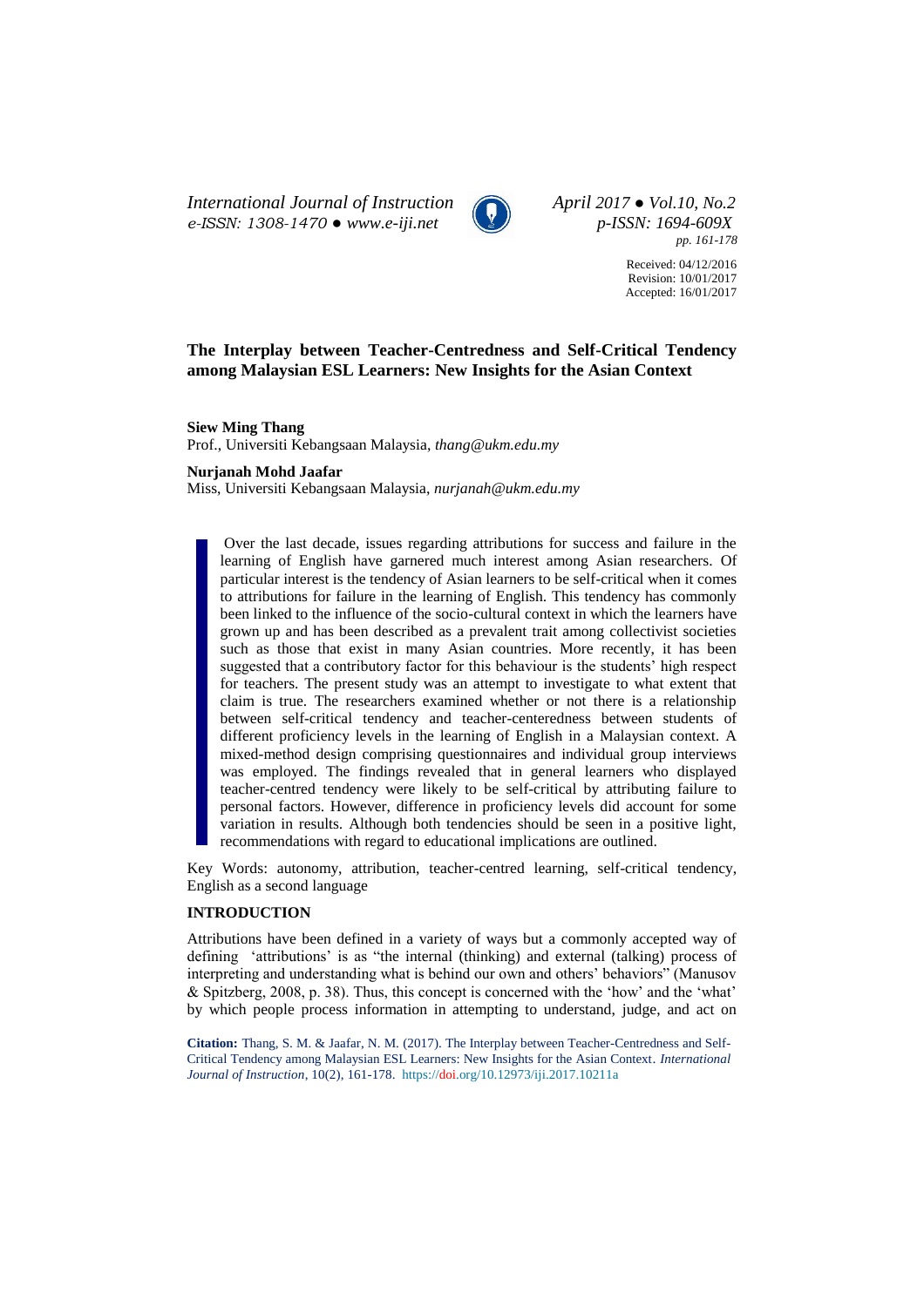# The Interplay between Teacher-Centredness and Self-Critical Tendency among Malaysian ESL Learners: New Insights for the Asian Context

**Siew Ming Thang**
Prof., Universiti Kebangsaan Malaysia, *thang@ukm.edu.my*

**Nurjanah Mohd Jaafar**
Miss, Universiti Kebangsaan Malaysia, *nurjanah@ukm.edu.my*

Over the last decade, issues regarding attributions for success and failure in the learning of English have garnered much interest among Asian researchers. Of particular interest is the tendency of Asian learners to be self-critical when it comes to attributions for failure in the learning of English. This tendency has commonly been linked to the influence of the socio-cultural context in which the learners have grown up and has been described as a prevalent trait among collectivist societies such as those that exist in many Asian countries. More recently, it has been suggested that a contributory factor for this behaviour is the students' high respect for teachers. The present study was an attempt to investigate to what extent that claim is true. The researchers examined whether or not there is a relationship between self-critical tendency and teacher-centeredness between students of different proficiency levels in the learning of English in a Malaysian context. A mixed-method design comprising questionnaires and individual group interviews was employed. The findings revealed that in general learners who displayed teacher-centred tendency were likely to be self-critical by attributing failure to personal factors. However, difference in proficiency levels did account for some variation in results. Although both tendencies should be seen in a positive light, recommendations with regard to educational implications are outlined.

Key Words: autonomy, attribution, teacher-centred learning, self-critical tendency, English as a second language

## INTRODUCTION

Attributions have been defined in a variety of ways but a commonly accepted way of defining 'attributions' is as "the internal (thinking) and external (talking) process of interpreting and understanding what is behind our own and others' behaviors" (Manusov & Spitzberg, 2008, p. 38). Thus, this concept is concerned with the 'how' and the 'what' by which people process information in attempting to understand, judge, and act on

**Citation:** Thang, S. M. & Jaafar, N. M. (2017). The Interplay between Teacher-Centredness and Self-Critical Tendency among Malaysian ESL Learners: New Insights for the Asian Context. *International Journal of Instruction*, 10(2), 161-178. https://doi.org/10.12973/iji.2017.10211a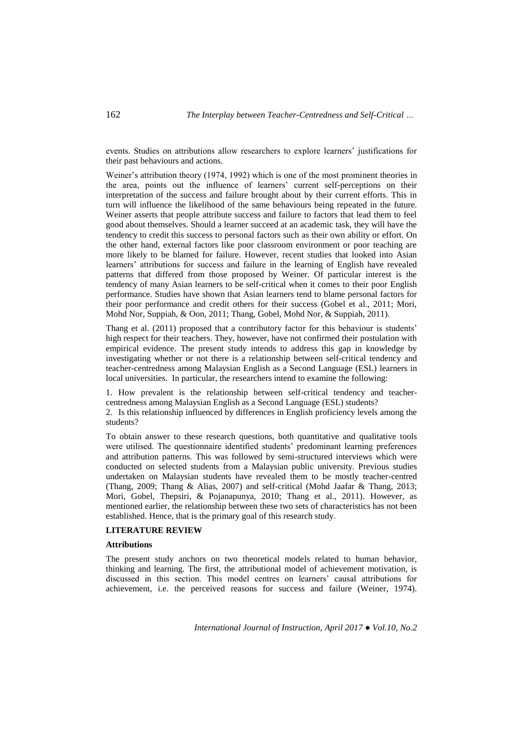events. Studies on attributions allow researchers to explore learners' justifications for their past behaviours and actions.

Weiner's attribution theory (1974, 1992) which is one of the most prominent theories in the area, points out the influence of learners' current self-perceptions on their interpretation of the success and failure brought about by their current efforts. This in turn will influence the likelihood of the same behaviours being repeated in the future. Weiner asserts that people attribute success and failure to factors that lead them to feel good about themselves. Should a learner succeed at an academic task, they will have the tendency to credit this success to personal factors such as their own ability or effort. On the other hand, external factors like poor classroom environment or poor teaching are more likely to be blamed for failure. However, recent studies that looked into Asian learners' attributions for success and failure in the learning of English have revealed patterns that differed from those proposed by Weiner. Of particular interest is the tendency of many Asian learners to be self-critical when it comes to their poor English performance. Studies have shown that Asian learners tend to blame personal factors for their poor performance and credit others for their success (Gobel et al., 2011; Mori, Mohd Nor, Suppiah, & Oon, 2011; Thang, Gobel, Mohd Nor, & Suppiah, 2011).

Thang et al. (2011) proposed that a contributory factor for this behaviour is students' high respect for their teachers. They, however, have not confirmed their postulation with empirical evidence. The present study intends to address this gap in knowledge by investigating whether or not there is a relationship between self-critical tendency and teacher-centredness among Malaysian English as a Second Language (ESL) learners in local universities. In particular, the researchers intend to examine the following:

1. How prevalent is the relationship between self-critical tendency and teacher-centredness among Malaysian English as a Second Language (ESL) students?
2. Is this relationship influenced by differences in English proficiency levels among the students?

To obtain answer to these research questions, both quantitative and qualitative tools were utilised. The questionnaire identified students' predominant learning preferences and attribution patterns. This was followed by semi-structured interviews which were conducted on selected students from a Malaysian public university. Previous studies undertaken on Malaysian students have revealed them to be mostly teacher-centred (Thang, 2009; Thang & Alias, 2007) and self-critical (Mohd Jaafar & Thang, 2013; Mori, Gobel, Thepsiri, & Pojanapunya, 2010; Thang et al., 2011). However, as mentioned earlier, the relationship between these two sets of characteristics has not been established. Hence, that is the primary goal of this research study.

## LITERATURE REVIEW

### Attributions

The present study anchors on two theoretical models related to human behavior, thinking and learning. The first, the attributional model of achievement motivation, is discussed in this section. This model centres on learners' causal attributions for achievement, i.e. the perceived reasons for success and failure (Weiner, 1974).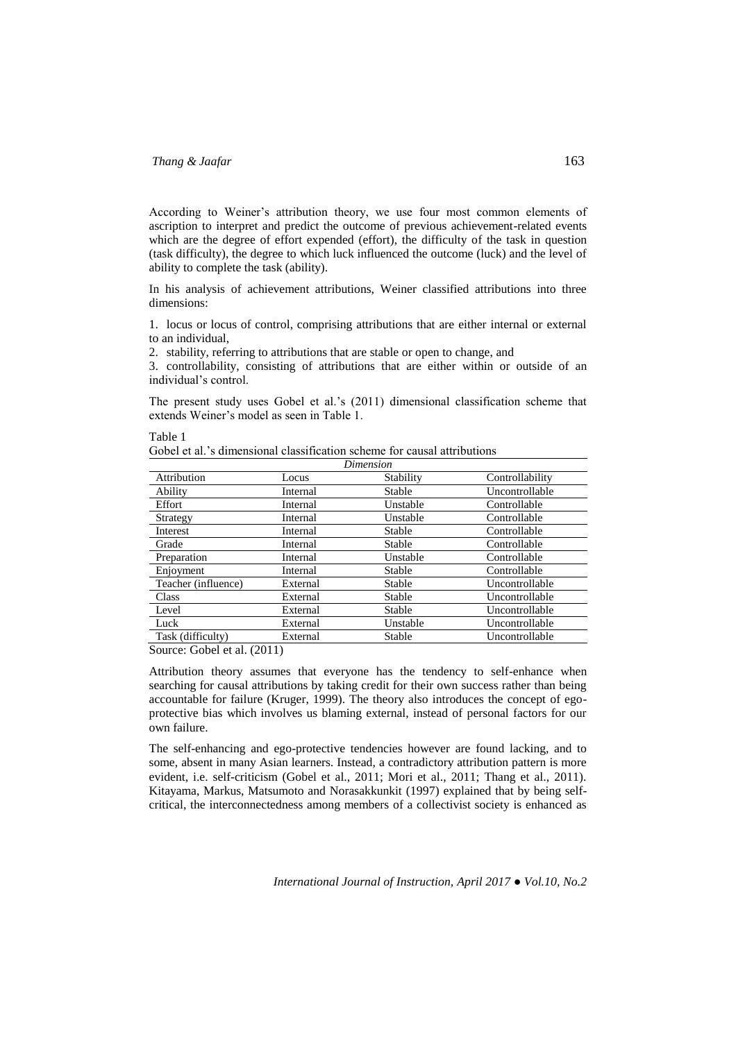According to Weiner's attribution theory, we use four most common elements of ascription to interpret and predict the outcome of previous achievement-related events which are the degree of effort expended (effort), the difficulty of the task in question (task difficulty), the degree to which luck influenced the outcome (luck) and the level of ability to complete the task (ability).

In his analysis of achievement attributions, Weiner classified attributions into three dimensions:

1. locus or locus of control, comprising attributions that are either internal or external to an individual,
2. stability, referring to attributions that are stable or open to change, and
3. controllability, consisting of attributions that are either within or outside of an individual's control.

The present study uses Gobel et al.'s (2011) dimensional classification scheme that extends Weiner's model as seen in Table 1.

Table 1
Gobel et al.'s dimensional classification scheme for causal attributions

| | *Dimension* | | |
|---|---|---|---|
| Attribution | Locus | Stability | Controllability |
| Ability | Internal | Stable | Uncontrollable |
| Effort | Internal | Unstable | Controllable |
| Strategy | Internal | Unstable | Controllable |
| Interest | Internal | Stable | Controllable |
| Grade | Internal | Stable | Controllable |
| Preparation | Internal | Unstable | Controllable |
| Enjoyment | Internal | Stable | Controllable |
| Teacher (influence) | External | Stable | Uncontrollable |
| Class | External | Stable | Uncontrollable |
| Level | External | Stable | Uncontrollable |
| Luck | External | Unstable | Uncontrollable |
| Task (difficulty) | External | Stable | Uncontrollable |

Source: Gobel et al. (2011)

Attribution theory assumes that everyone has the tendency to self-enhance when searching for causal attributions by taking credit for their own success rather than being accountable for failure (Kruger, 1999). The theory also introduces the concept of ego-protective bias which involves us blaming external, instead of personal factors for our own failure.

The self-enhancing and ego-protective tendencies however are found lacking, and to some, absent in many Asian learners. Instead, a contradictory attribution pattern is more evident, i.e. self-criticism (Gobel et al., 2011; Mori et al., 2011; Thang et al., 2011). Kitayama, Markus, Matsumoto and Norasakkunkit (1997) explained that by being self-critical, the interconnectedness among members of a collectivist society is enhanced as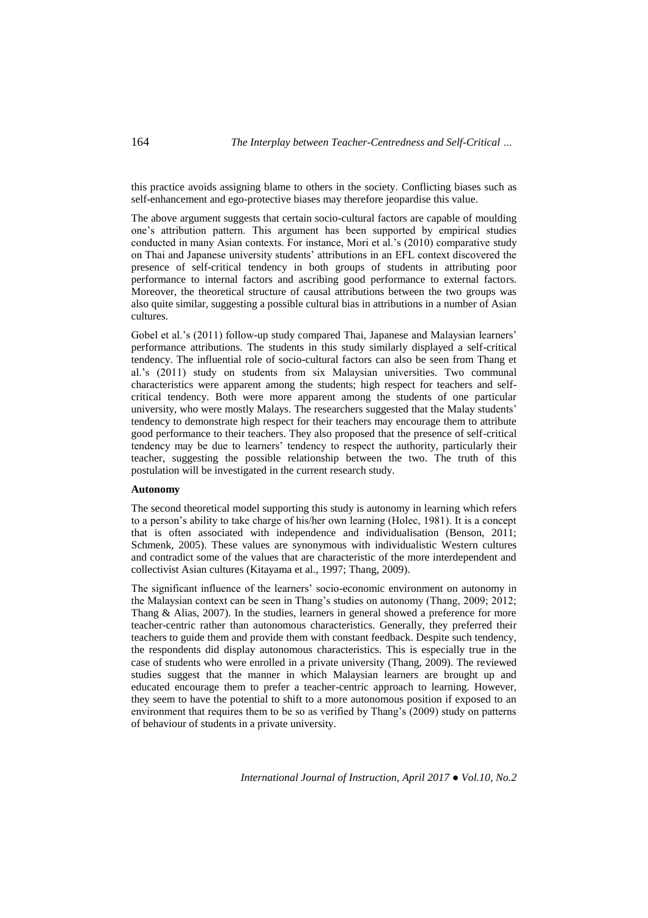this practice avoids assigning blame to others in the society. Conflicting biases such as self-enhancement and ego-protective biases may therefore jeopardise this value.

The above argument suggests that certain socio-cultural factors are capable of moulding one's attribution pattern. This argument has been supported by empirical studies conducted in many Asian contexts. For instance, Mori et al.'s (2010) comparative study on Thai and Japanese university students' attributions in an EFL context discovered the presence of self-critical tendency in both groups of students in attributing poor performance to internal factors and ascribing good performance to external factors. Moreover, the theoretical structure of causal attributions between the two groups was also quite similar, suggesting a possible cultural bias in attributions in a number of Asian cultures.

Gobel et al.'s (2011) follow-up study compared Thai, Japanese and Malaysian learners' performance attributions. The students in this study similarly displayed a self-critical tendency. The influential role of socio-cultural factors can also be seen from Thang et al.'s (2011) study on students from six Malaysian universities. Two communal characteristics were apparent among the students; high respect for teachers and self-critical tendency. Both were more apparent among the students of one particular university, who were mostly Malays. The researchers suggested that the Malay students' tendency to demonstrate high respect for their teachers may encourage them to attribute good performance to their teachers. They also proposed that the presence of self-critical tendency may be due to learners' tendency to respect the authority, particularly their teacher, suggesting the possible relationship between the two. The truth of this postulation will be investigated in the current research study.

**Autonomy**

The second theoretical model supporting this study is autonomy in learning which refers to a person's ability to take charge of his/her own learning (Holec, 1981). It is a concept that is often associated with independence and individualisation (Benson, 2011; Schmenk, 2005). These values are synonymous with individualistic Western cultures and contradict some of the values that are characteristic of the more interdependent and collectivist Asian cultures (Kitayama et al., 1997; Thang, 2009).

The significant influence of the learners' socio-economic environment on autonomy in the Malaysian context can be seen in Thang's studies on autonomy (Thang, 2009; 2012; Thang & Alias, 2007). In the studies, learners in general showed a preference for more teacher-centric rather than autonomous characteristics. Generally, they preferred their teachers to guide them and provide them with constant feedback. Despite such tendency, the respondents did display autonomous characteristics. This is especially true in the case of students who were enrolled in a private university (Thang, 2009). The reviewed studies suggest that the manner in which Malaysian learners are brought up and educated encourage them to prefer a teacher-centric approach to learning. However, they seem to have the potential to shift to a more autonomous position if exposed to an environment that requires them to be so as verified by Thang's (2009) study on patterns of behaviour of students in a private university.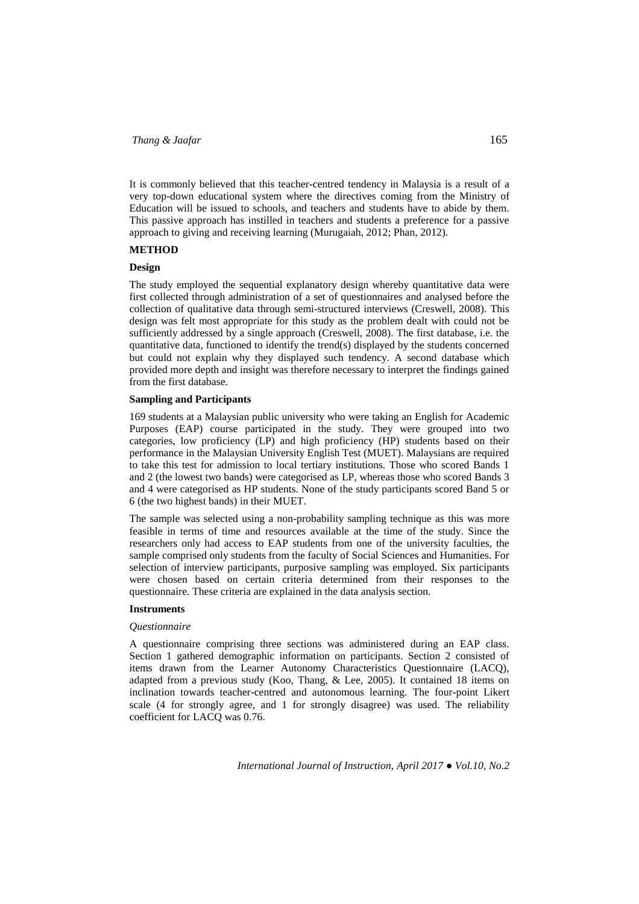It is commonly believed that this teacher-centred tendency in Malaysia is a result of a very top-down educational system where the directives coming from the Ministry of Education will be issued to schools, and teachers and students have to abide by them. This passive approach has instilled in teachers and students a preference for a passive approach to giving and receiving learning (Murugaiah, 2012; Phan, 2012).

## METHOD

### Design

The study employed the sequential explanatory design whereby quantitative data were first collected through administration of a set of questionnaires and analysed before the collection of qualitative data through semi-structured interviews (Creswell, 2008). This design was felt most appropriate for this study as the problem dealt with could not be sufficiently addressed by a single approach (Creswell, 2008). The first database, i.e. the quantitative data, functioned to identify the trend(s) displayed by the students concerned but could not explain why they displayed such tendency. A second database which provided more depth and insight was therefore necessary to interpret the findings gained from the first database.

### Sampling and Participants

169 students at a Malaysian public university who were taking an English for Academic Purposes (EAP) course participated in the study. They were grouped into two categories, low proficiency (LP) and high proficiency (HP) students based on their performance in the Malaysian University English Test (MUET). Malaysians are required to take this test for admission to local tertiary institutions. Those who scored Bands 1 and 2 (the lowest two bands) were categorised as LP, whereas those who scored Bands 3 and 4 were categorised as HP students. None of the study participants scored Band 5 or 6 (the two highest bands) in their MUET.

The sample was selected using a non-probability sampling technique as this was more feasible in terms of time and resources available at the time of the study. Since the researchers only had access to EAP students from one of the university faculties, the sample comprised only students from the faculty of Social Sciences and Humanities. For selection of interview participants, purposive sampling was employed. Six participants were chosen based on certain criteria determined from their responses to the questionnaire. These criteria are explained in the data analysis section.

### Instruments

#### *Questionnaire*

A questionnaire comprising three sections was administered during an EAP class. Section 1 gathered demographic information on participants. Section 2 consisted of items drawn from the Learner Autonomy Characteristics Questionnaire (LACQ), adapted from a previous study (Koo, Thang, & Lee, 2005). It contained 18 items on inclination towards teacher-centred and autonomous learning. The four-point Likert scale (4 for strongly agree, and 1 for strongly disagree) was used. The reliability coefficient for LACQ was 0.76.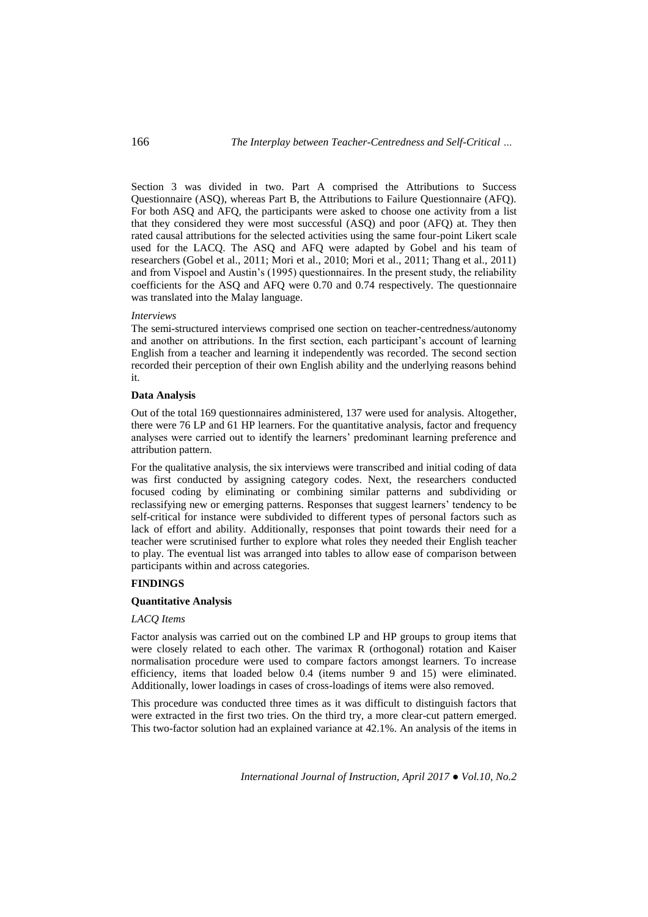Section 3 was divided in two. Part A comprised the Attributions to Success Questionnaire (ASQ), whereas Part B, the Attributions to Failure Questionnaire (AFQ). For both ASQ and AFQ, the participants were asked to choose one activity from a list that they considered they were most successful (ASQ) and poor (AFQ) at. They then rated causal attributions for the selected activities using the same four-point Likert scale used for the LACQ. The ASQ and AFQ were adapted by Gobel and his team of researchers (Gobel et al., 2011; Mori et al., 2010; Mori et al., 2011; Thang et al., 2011) and from Vispoel and Austin's (1995) questionnaires. In the present study, the reliability coefficients for the ASQ and AFQ were 0.70 and 0.74 respectively. The questionnaire was translated into the Malay language.

*Interviews*

The semi-structured interviews comprised one section on teacher-centredness/autonomy and another on attributions. In the first section, each participant's account of learning English from a teacher and learning it independently was recorded. The second section recorded their perception of their own English ability and the underlying reasons behind it.

**Data Analysis**

Out of the total 169 questionnaires administered, 137 were used for analysis. Altogether, there were 76 LP and 61 HP learners. For the quantitative analysis, factor and frequency analyses were carried out to identify the learners' predominant learning preference and attribution pattern.

For the qualitative analysis, the six interviews were transcribed and initial coding of data was first conducted by assigning category codes. Next, the researchers conducted focused coding by eliminating or combining similar patterns and subdividing or reclassifying new or emerging patterns. Responses that suggest learners' tendency to be self-critical for instance were subdivided to different types of personal factors such as lack of effort and ability. Additionally, responses that point towards their need for a teacher were scrutinised further to explore what roles they needed their English teacher to play. The eventual list was arranged into tables to allow ease of comparison between participants within and across categories.

## FINDINGS

**Quantitative Analysis**

*LACQ Items*

Factor analysis was carried out on the combined LP and HP groups to group items that were closely related to each other. The varimax R (orthogonal) rotation and Kaiser normalisation procedure were used to compare factors amongst learners. To increase efficiency, items that loaded below 0.4 (items number 9 and 15) were eliminated. Additionally, lower loadings in cases of cross-loadings of items were also removed.

This procedure was conducted three times as it was difficult to distinguish factors that were extracted in the first two tries. On the third try, a more clear-cut pattern emerged. This two-factor solution had an explained variance at 42.1%. An analysis of the items in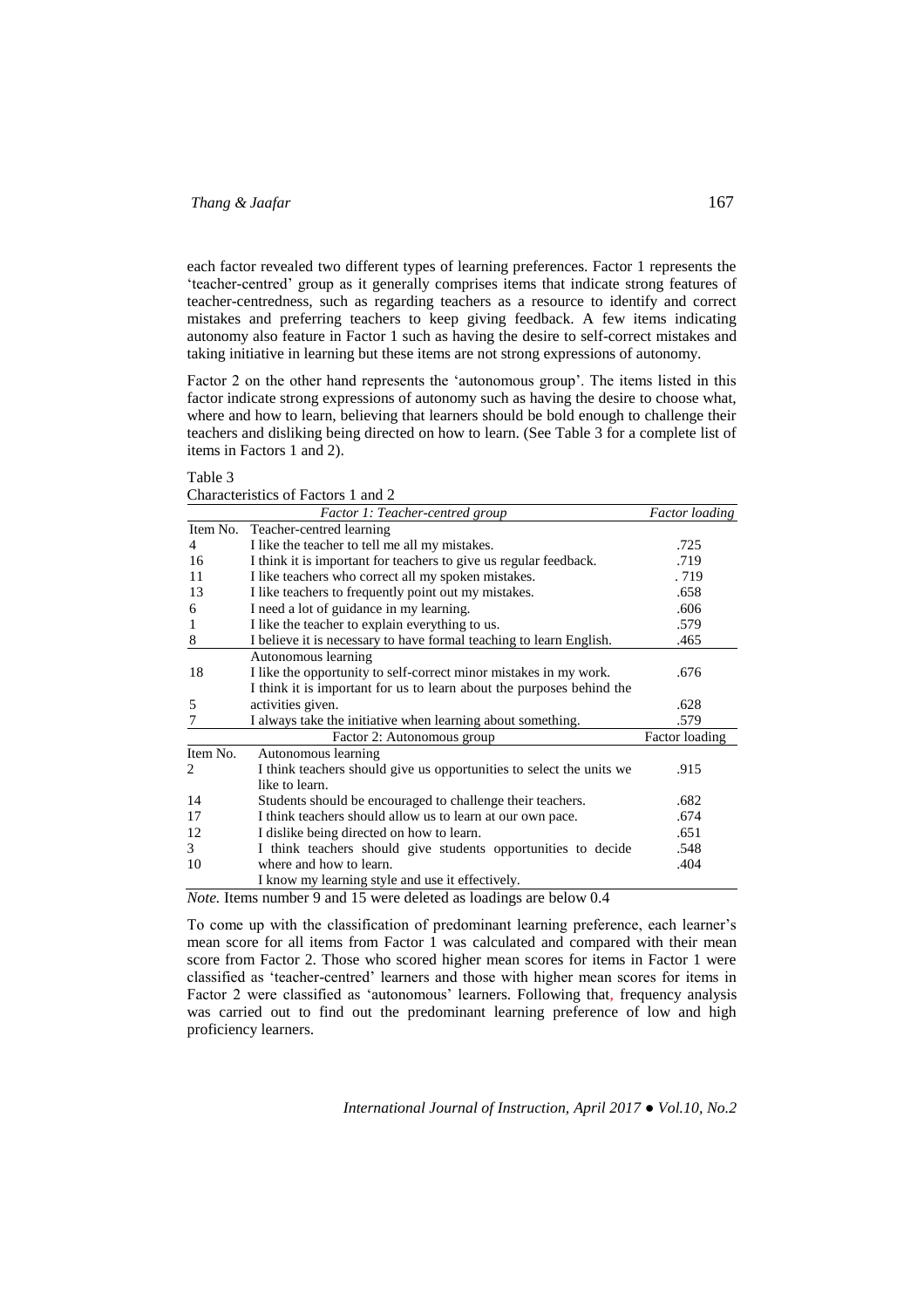each factor revealed two different types of learning preferences. Factor 1 represents the 'teacher-centred' group as it generally comprises items that indicate strong features of teacher-centredness, such as regarding teachers as a resource to identify and correct mistakes and preferring teachers to keep giving feedback. A few items indicating autonomy also feature in Factor 1 such as having the desire to self-correct mistakes and taking initiative in learning but these items are not strong expressions of autonomy.

Factor 2 on the other hand represents the 'autonomous group'. The items listed in this factor indicate strong expressions of autonomy such as having the desire to choose what, where and how to learn, believing that learners should be bold enough to challenge their teachers and disliking being directed on how to learn. (See Table 3 for a complete list of items in Factors 1 and 2).

Table 3
Characteristics of Factors 1 and 2

| | *Factor 1: Teacher-centred group* | *Factor loading* |
|---|---|---|
| Item No. | Teacher-centred learning | |
| 4 | I like the teacher to tell me all my mistakes. | .725 |
| 16 | I think it is important for teachers to give us regular feedback. | .719 |
| 11 | I like teachers who correct all my spoken mistakes. | . 719 |
| 13 | I like teachers to frequently point out my mistakes. | .658 |
| 6 | I need a lot of guidance in my learning. | .606 |
| 1 | I like the teacher to explain everything to us. | .579 |
| 8 | I believe it is necessary to have formal teaching to learn English. | .465 |
| | Autonomous learning | |
| 18 | I like the opportunity to self-correct minor mistakes in my work. | .676 |
| 5 | I think it is important for us to learn about the purposes behind the activities given. | .628 |
| 7 | I always take the initiative when learning about something. | .579 |
| | Factor 2: Autonomous group | Factor loading |
| Item No. | Autonomous learning | |
| 2 | I think teachers should give us opportunities to select the units we like to learn. | .915 |
| 14 | Students should be encouraged to challenge their teachers. | .682 |
| 17 | I think teachers should allow us to learn at our own pace. | .674 |
| 12 | I dislike being directed on how to learn. | .651 |
| 3 | I think teachers should give students opportunities to decide where and how to learn. | .548 |
| 10 | I know my learning style and use it effectively. | .404 |

*Note.* Items number 9 and 15 were deleted as loadings are below 0.4

To come up with the classification of predominant learning preference, each learner's mean score for all items from Factor 1 was calculated and compared with their mean score from Factor 2. Those who scored higher mean scores for items in Factor 1 were classified as 'teacher-centred' learners and those with higher mean scores for items in Factor 2 were classified as 'autonomous' learners. Following that, frequency analysis was carried out to find out the predominant learning preference of low and high proficiency learners.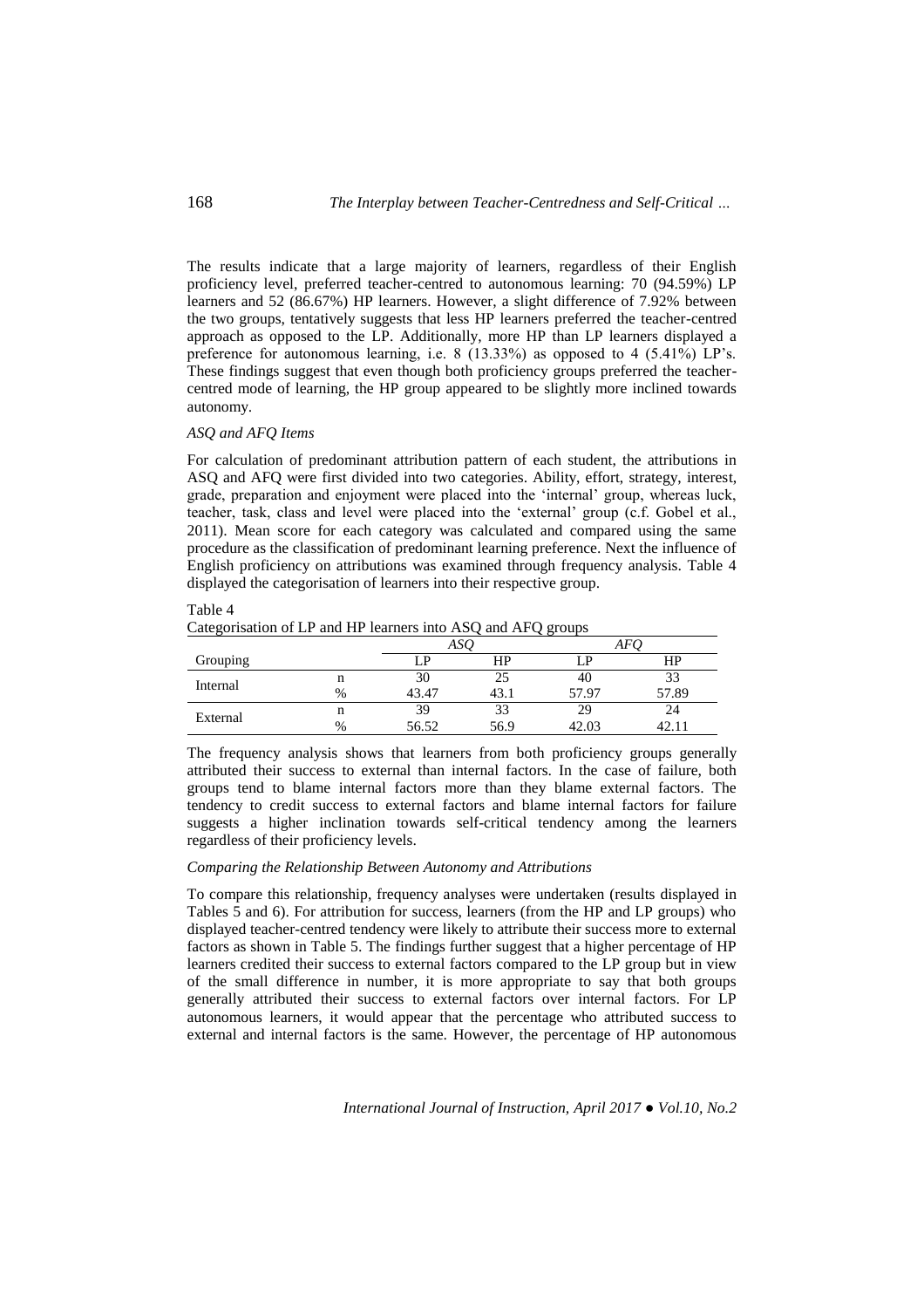The results indicate that a large majority of learners, regardless of their English proficiency level, preferred teacher-centred to autonomous learning: 70 (94.59%) LP learners and 52 (86.67%) HP learners. However, a slight difference of 7.92% between the two groups, tentatively suggests that less HP learners preferred the teacher-centred approach as opposed to the LP. Additionally, more HP than LP learners displayed a preference for autonomous learning, i.e. 8 (13.33%) as opposed to 4 (5.41%) LP's. These findings suggest that even though both proficiency groups preferred the teacher-centred mode of learning, the HP group appeared to be slightly more inclined towards autonomy.

*ASQ and AFQ Items*

For calculation of predominant attribution pattern of each student, the attributions in ASQ and AFQ were first divided into two categories. Ability, effort, strategy, interest, grade, preparation and enjoyment were placed into the 'internal' group, whereas luck, teacher, task, class and level were placed into the 'external' group (c.f. Gobel et al., 2011). Mean score for each category was calculated and compared using the same procedure as the classification of predominant learning preference. Next the influence of English proficiency on attributions was examined through frequency analysis. Table 4 displayed the categorisation of learners into their respective group.

Table 4
Categorisation of LP and HP learners into ASQ and AFQ groups

| | | *ASQ* | | *AFQ* | |
|---|---|---|---|---|---|
| Grouping | | LP | HP | LP | HP |
| Internal | n | 30 | 25 | 40 | 33 |
| | % | 43.47 | 43.1 | 57.97 | 57.89 |
| External | n | 39 | 33 | 29 | 24 |
| | % | 56.52 | 56.9 | 42.03 | 42.11 |

The frequency analysis shows that learners from both proficiency groups generally attributed their success to external than internal factors. In the case of failure, both groups tend to blame internal factors more than they blame external factors. The tendency to credit success to external factors and blame internal factors for failure suggests a higher inclination towards self-critical tendency among the learners regardless of their proficiency levels.

*Comparing the Relationship Between Autonomy and Attributions*

To compare this relationship, frequency analyses were undertaken (results displayed in Tables 5 and 6). For attribution for success, learners (from the HP and LP groups) who displayed teacher-centred tendency were likely to attribute their success more to external factors as shown in Table 5. The findings further suggest that a higher percentage of HP learners credited their success to external factors compared to the LP group but in view of the small difference in number, it is more appropriate to say that both groups generally attributed their success to external factors over internal factors. For LP autonomous learners, it would appear that the percentage who attributed success to external and internal factors is the same. However, the percentage of HP autonomous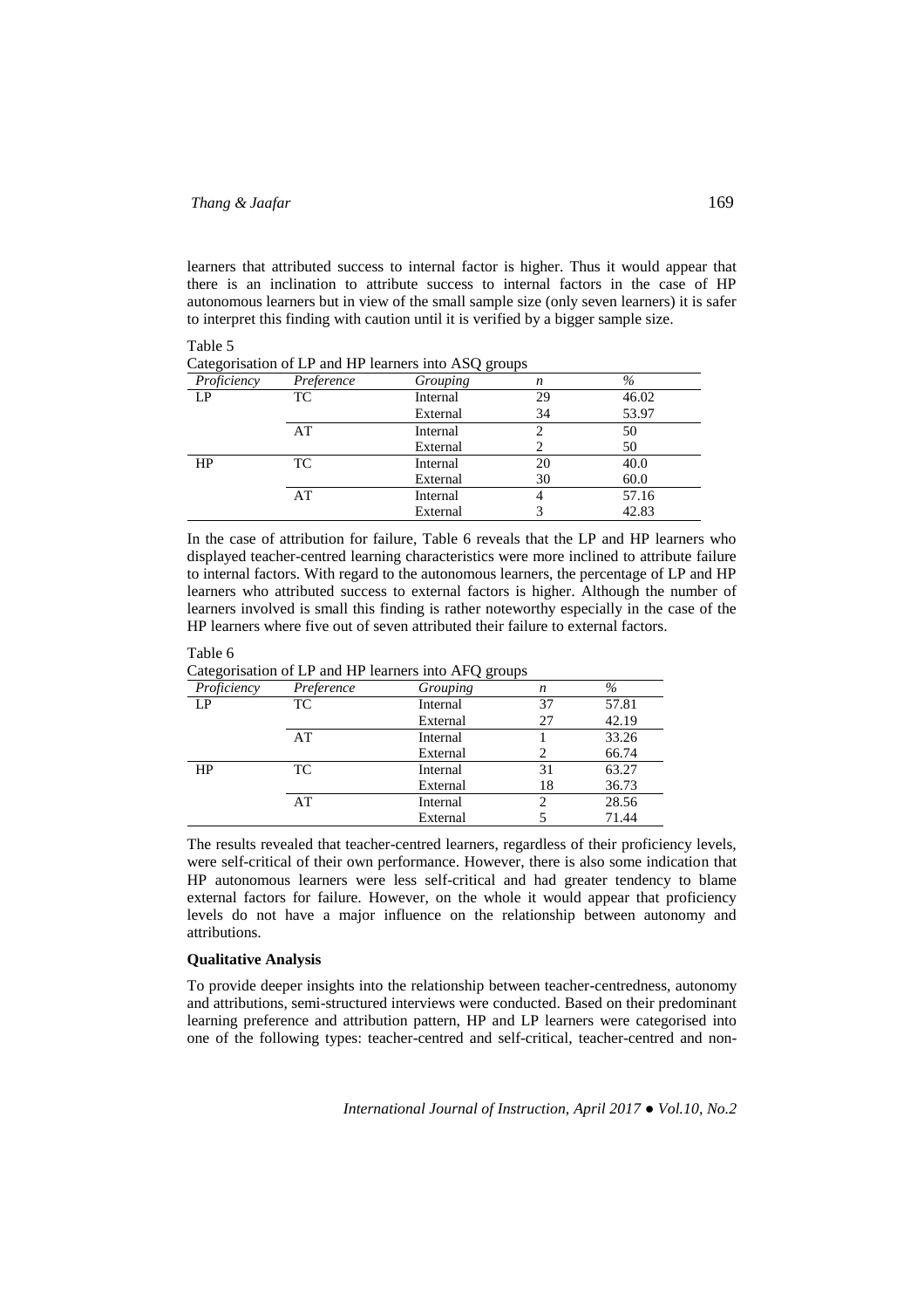learners that attributed success to internal factor is higher. Thus it would appear that there is an inclination to attribute success to internal factors in the case of HP autonomous learners but in view of the small sample size (only seven learners) it is safer to interpret this finding with caution until it is verified by a bigger sample size.

Table 5
Categorisation of LP and HP learners into ASQ groups

| *Proficiency* | *Preference* | *Grouping* | *n* | *%* |
|---|---|---|---|---|
| LP | TC | Internal | 29 | 46.02 |
| | | External | 34 | 53.97 |
| | AT | Internal | 2 | 50 |
| | | External | 2 | 50 |
| HP | TC | Internal | 20 | 40.0 |
| | | External | 30 | 60.0 |
| | AT | Internal | 4 | 57.16 |
| | | External | 3 | 42.83 |

In the case of attribution for failure, Table 6 reveals that the LP and HP learners who displayed teacher-centred learning characteristics were more inclined to attribute failure to internal factors. With regard to the autonomous learners, the percentage of LP and HP learners who attributed success to external factors is higher. Although the number of learners involved is small this finding is rather noteworthy especially in the case of the HP learners where five out of seven attributed their failure to external factors.

Table 6
Categorisation of LP and HP learners into AFQ groups

| *Proficiency* | *Preference* | *Grouping* | *n* | *%* |
|---|---|---|---|---|
| LP | TC | Internal | 37 | 57.81 |
| | | External | 27 | 42.19 |
| | AT | Internal | 1 | 33.26 |
| | | External | 2 | 66.74 |
| HP | TC | Internal | 31 | 63.27 |
| | | External | 18 | 36.73 |
| | AT | Internal | 2 | 28.56 |
| | | External | 5 | 71.44 |

The results revealed that teacher-centred learners, regardless of their proficiency levels, were self-critical of their own performance. However, there is also some indication that HP autonomous learners were less self-critical and had greater tendency to blame external factors for failure. However, on the whole it would appear that proficiency levels do not have a major influence on the relationship between autonomy and attributions.

**Qualitative Analysis**

To provide deeper insights into the relationship between teacher-centredness, autonomy and attributions, semi-structured interviews were conducted. Based on their predominant learning preference and attribution pattern, HP and LP learners were categorised into one of the following types: teacher-centred and self-critical, teacher-centred and non-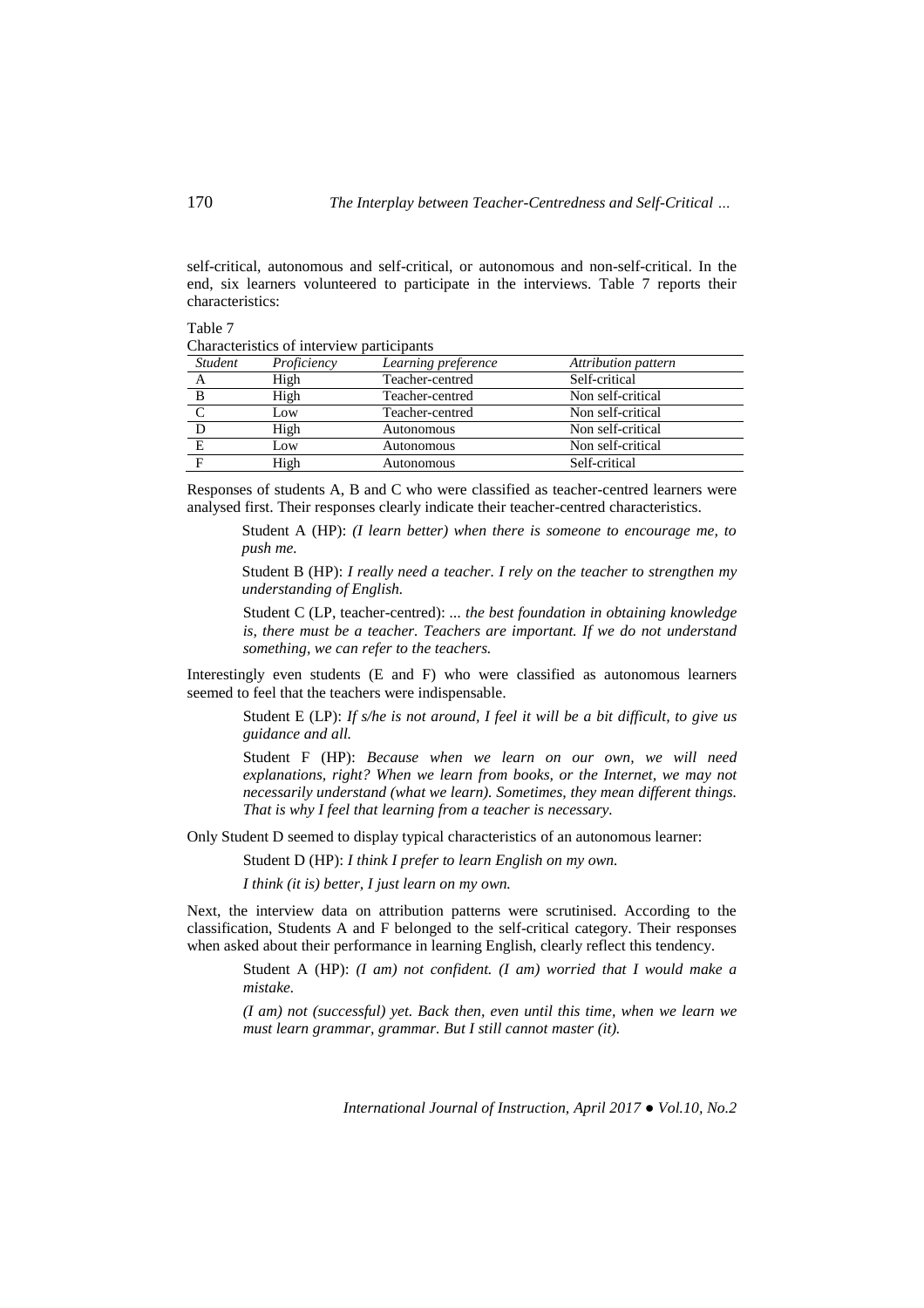self-critical, autonomous and self-critical, or autonomous and non-self-critical. In the end, six learners volunteered to participate in the interviews. Table 7 reports their characteristics:

Table 7
Characteristics of interview participants

| *Student* | *Proficiency* | *Learning preference* | *Attribution pattern* |
|---|---|---|---|
| A | High | Teacher-centred | Self-critical |
| B | High | Teacher-centred | Non self-critical |
| C | Low | Teacher-centred | Non self-critical |
| D | High | Autonomous | Non self-critical |
| E | Low | Autonomous | Non self-critical |
| F | High | Autonomous | Self-critical |

Responses of students A, B and C who were classified as teacher-centred learners were analysed first. Their responses clearly indicate their teacher-centred characteristics.

> Student A (HP): *(I learn better) when there is someone to encourage me, to push me.*
>
> Student B (HP): *I really need a teacher. I rely on the teacher to strengthen my understanding of English.*
>
> Student C (LP, teacher-centred): *... the best foundation in obtaining knowledge is, there must be a teacher. Teachers are important. If we do not understand something, we can refer to the teachers.*

Interestingly even students (E and F) who were classified as autonomous learners seemed to feel that the teachers were indispensable.

> Student E (LP): *If s/he is not around, I feel it will be a bit difficult, to give us guidance and all.*
>
> Student F (HP): *Because when we learn on our own, we will need explanations, right? When we learn from books, or the Internet, we may not necessarily understand (what we learn). Sometimes, they mean different things. That is why I feel that learning from a teacher is necessary.*

Only Student D seemed to display typical characteristics of an autonomous learner:

> Student D (HP): *I think I prefer to learn English on my own.*
>
> *I think (it is) better, I just learn on my own.*

Next, the interview data on attribution patterns were scrutinised. According to the classification, Students A and F belonged to the self-critical category. Their responses when asked about their performance in learning English, clearly reflect this tendency.

> Student A (HP): *(I am) not confident. (I am) worried that I would make a mistake.*
>
> *(I am) not (successful) yet. Back then, even until this time, when we learn we must learn grammar, grammar. But I still cannot master (it).*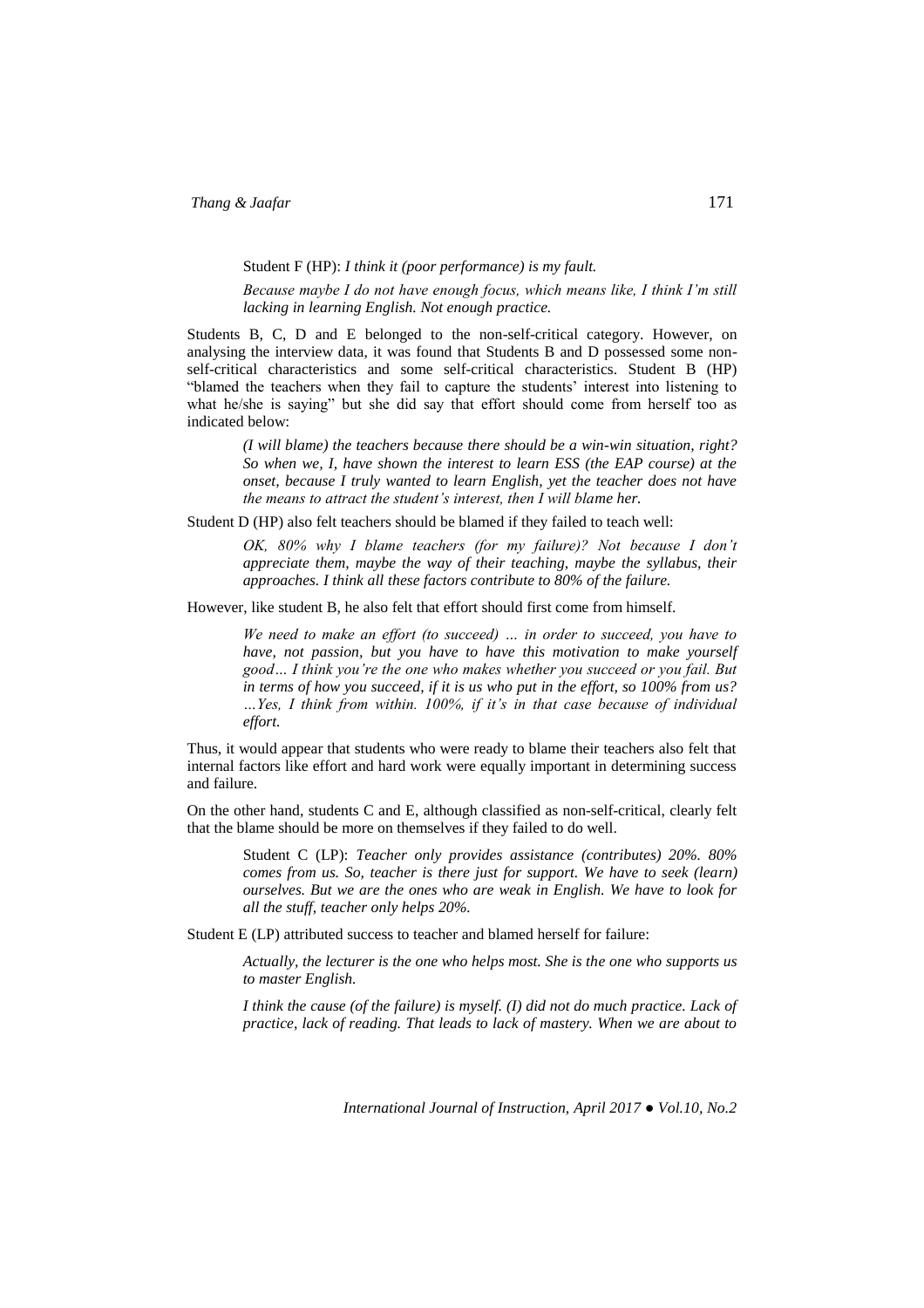Student F (HP): *I think it (poor performance) is my fault.*

*Because maybe I do not have enough focus, which means like, I think I'm still lacking in learning English. Not enough practice.*

Students B, C, D and E belonged to the non-self-critical category. However, on analysing the interview data, it was found that Students B and D possessed some non-self-critical characteristics and some self-critical characteristics. Student B (HP) "blamed the teachers when they fail to capture the students' interest into listening to what he/she is saying" but she did say that effort should come from herself too as indicated below:

> *(I will blame) the teachers because there should be a win-win situation, right? So when we, I, have shown the interest to learn ESS (the EAP course) at the onset, because I truly wanted to learn English, yet the teacher does not have the means to attract the student's interest, then I will blame her.*

Student D (HP) also felt teachers should be blamed if they failed to teach well:

> *OK, 80% why I blame teachers (for my failure)? Not because I don't appreciate them, maybe the way of their teaching, maybe the syllabus, their approaches. I think all these factors contribute to 80% of the failure.*

However, like student B, he also felt that effort should first come from himself.

> *We need to make an effort (to succeed) … in order to succeed, you have to have, not passion, but you have to have this motivation to make yourself good… I think you're the one who makes whether you succeed or you fail. But in terms of how you succeed, if it is us who put in the effort, so 100% from us? …Yes, I think from within. 100%, if it's in that case because of individual effort.*

Thus, it would appear that students who were ready to blame their teachers also felt that internal factors like effort and hard work were equally important in determining success and failure.

On the other hand, students C and E, although classified as non-self-critical, clearly felt that the blame should be more on themselves if they failed to do well.

> Student C (LP): *Teacher only provides assistance (contributes) 20%. 80% comes from us. So, teacher is there just for support. We have to seek (learn) ourselves. But we are the ones who are weak in English. We have to look for all the stuff, teacher only helps 20%.*

Student E (LP) attributed success to teacher and blamed herself for failure:

> *Actually, the lecturer is the one who helps most. She is the one who supports us to master English.*
>
> *I think the cause (of the failure) is myself. (I) did not do much practice. Lack of practice, lack of reading. That leads to lack of mastery. When we are about to*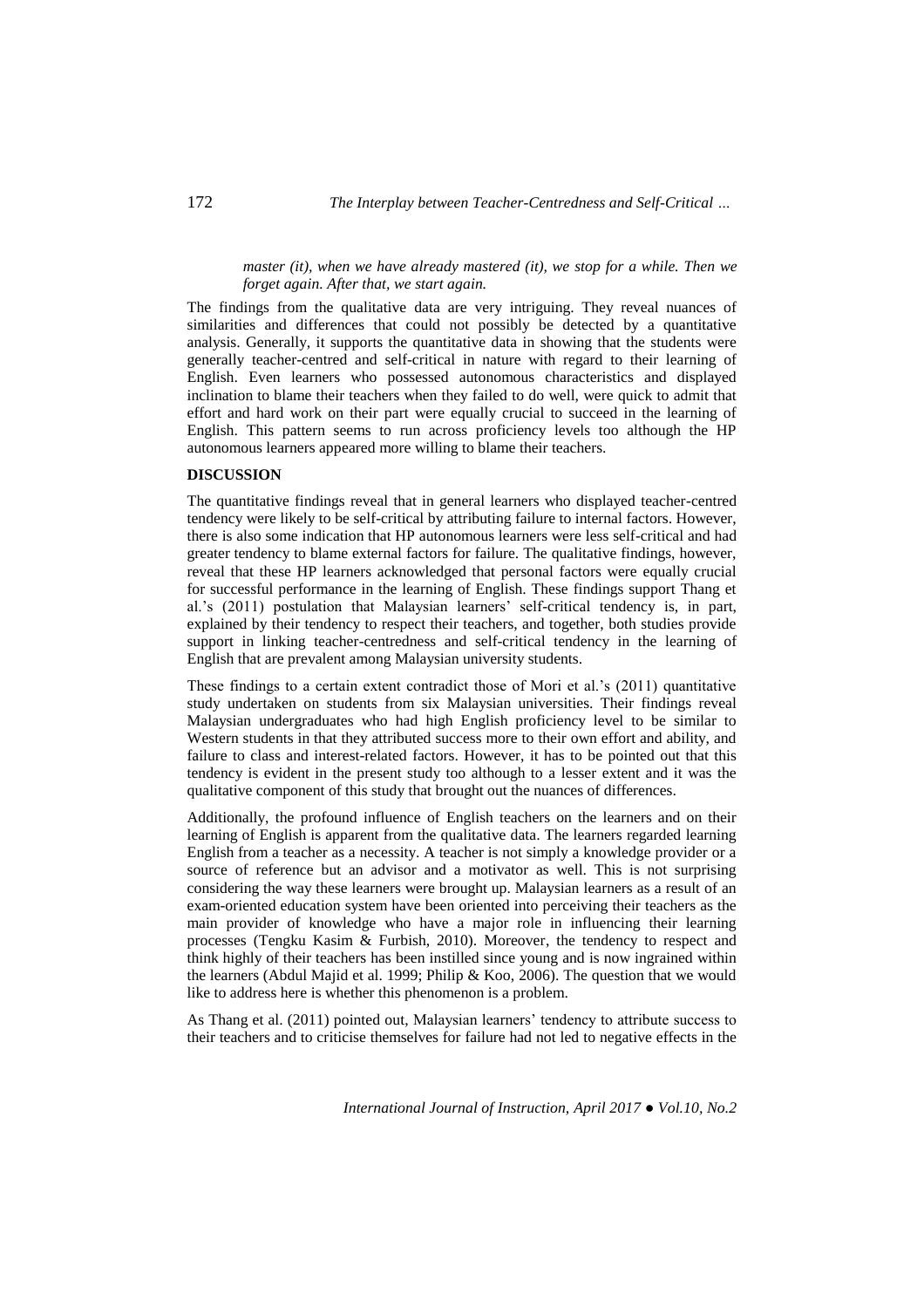> *master (it), when we have already mastered (it), we stop for a while. Then we forget again. After that, we start again.*

The findings from the qualitative data are very intriguing. They reveal nuances of similarities and differences that could not possibly be detected by a quantitative analysis. Generally, it supports the quantitative data in showing that the students were generally teacher-centred and self-critical in nature with regard to their learning of English. Even learners who possessed autonomous characteristics and displayed inclination to blame their teachers when they failed to do well, were quick to admit that effort and hard work on their part were equally crucial to succeed in the learning of English. This pattern seems to run across proficiency levels too although the HP autonomous learners appeared more willing to blame their teachers.

**DISCUSSION**

The quantitative findings reveal that in general learners who displayed teacher-centred tendency were likely to be self-critical by attributing failure to internal factors. However, there is also some indication that HP autonomous learners were less self-critical and had greater tendency to blame external factors for failure. The qualitative findings, however, reveal that these HP learners acknowledged that personal factors were equally crucial for successful performance in the learning of English. These findings support Thang et al.'s (2011) postulation that Malaysian learners' self-critical tendency is, in part, explained by their tendency to respect their teachers, and together, both studies provide support in linking teacher-centredness and self-critical tendency in the learning of English that are prevalent among Malaysian university students.

These findings to a certain extent contradict those of Mori et al.'s (2011) quantitative study undertaken on students from six Malaysian universities. Their findings reveal Malaysian undergraduates who had high English proficiency level to be similar to Western students in that they attributed success more to their own effort and ability, and failure to class and interest-related factors. However, it has to be pointed out that this tendency is evident in the present study too although to a lesser extent and it was the qualitative component of this study that brought out the nuances of differences.

Additionally, the profound influence of English teachers on the learners and on their learning of English is apparent from the qualitative data. The learners regarded learning English from a teacher as a necessity. A teacher is not simply a knowledge provider or a source of reference but an advisor and a motivator as well. This is not surprising considering the way these learners were brought up. Malaysian learners as a result of an exam-oriented education system have been oriented into perceiving their teachers as the main provider of knowledge who have a major role in influencing their learning processes (Tengku Kasim & Furbish, 2010). Moreover, the tendency to respect and think highly of their teachers has been instilled since young and is now ingrained within the learners (Abdul Majid et al. 1999; Philip & Koo, 2006). The question that we would like to address here is whether this phenomenon is a problem.

As Thang et al. (2011) pointed out, Malaysian learners' tendency to attribute success to their teachers and to criticise themselves for failure had not led to negative effects in the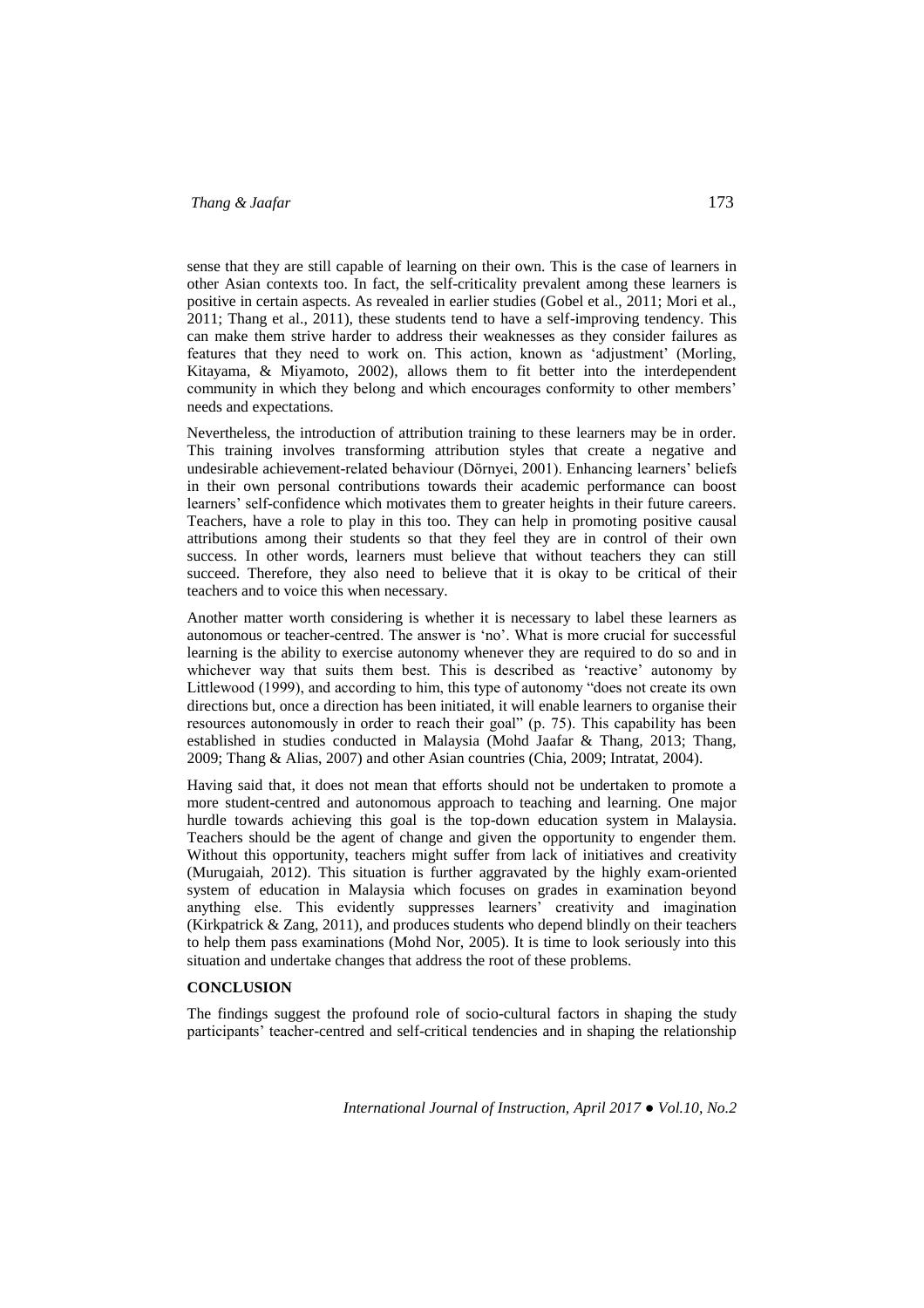sense that they are still capable of learning on their own. This is the case of learners in other Asian contexts too. In fact, the self-criticality prevalent among these learners is positive in certain aspects. As revealed in earlier studies (Gobel et al., 2011; Mori et al., 2011; Thang et al., 2011), these students tend to have a self-improving tendency. This can make them strive harder to address their weaknesses as they consider failures as features that they need to work on. This action, known as 'adjustment' (Morling, Kitayama, & Miyamoto, 2002), allows them to fit better into the interdependent community in which they belong and which encourages conformity to other members' needs and expectations.

Nevertheless, the introduction of attribution training to these learners may be in order. This training involves transforming attribution styles that create a negative and undesirable achievement-related behaviour (Dörnyei, 2001). Enhancing learners' beliefs in their own personal contributions towards their academic performance can boost learners' self-confidence which motivates them to greater heights in their future careers. Teachers, have a role to play in this too. They can help in promoting positive causal attributions among their students so that they feel they are in control of their own success. In other words, learners must believe that without teachers they can still succeed. Therefore, they also need to believe that it is okay to be critical of their teachers and to voice this when necessary.

Another matter worth considering is whether it is necessary to label these learners as autonomous or teacher-centred. The answer is 'no'. What is more crucial for successful learning is the ability to exercise autonomy whenever they are required to do so and in whichever way that suits them best. This is described as 'reactive' autonomy by Littlewood (1999), and according to him, this type of autonomy "does not create its own directions but, once a direction has been initiated, it will enable learners to organise their resources autonomously in order to reach their goal" (p. 75). This capability has been established in studies conducted in Malaysia (Mohd Jaafar & Thang, 2013; Thang, 2009; Thang & Alias, 2007) and other Asian countries (Chia, 2009; Intratat, 2004).

Having said that, it does not mean that efforts should not be undertaken to promote a more student-centred and autonomous approach to teaching and learning. One major hurdle towards achieving this goal is the top-down education system in Malaysia. Teachers should be the agent of change and given the opportunity to engender them. Without this opportunity, teachers might suffer from lack of initiatives and creativity (Murugaiah, 2012). This situation is further aggravated by the highly exam-oriented system of education in Malaysia which focuses on grades in examination beyond anything else. This evidently suppresses learners' creativity and imagination (Kirkpatrick & Zang, 2011), and produces students who depend blindly on their teachers to help them pass examinations (Mohd Nor, 2005). It is time to look seriously into this situation and undertake changes that address the root of these problems.

## CONCLUSION

The findings suggest the profound role of socio-cultural factors in shaping the study participants' teacher-centred and self-critical tendencies and in shaping the relationship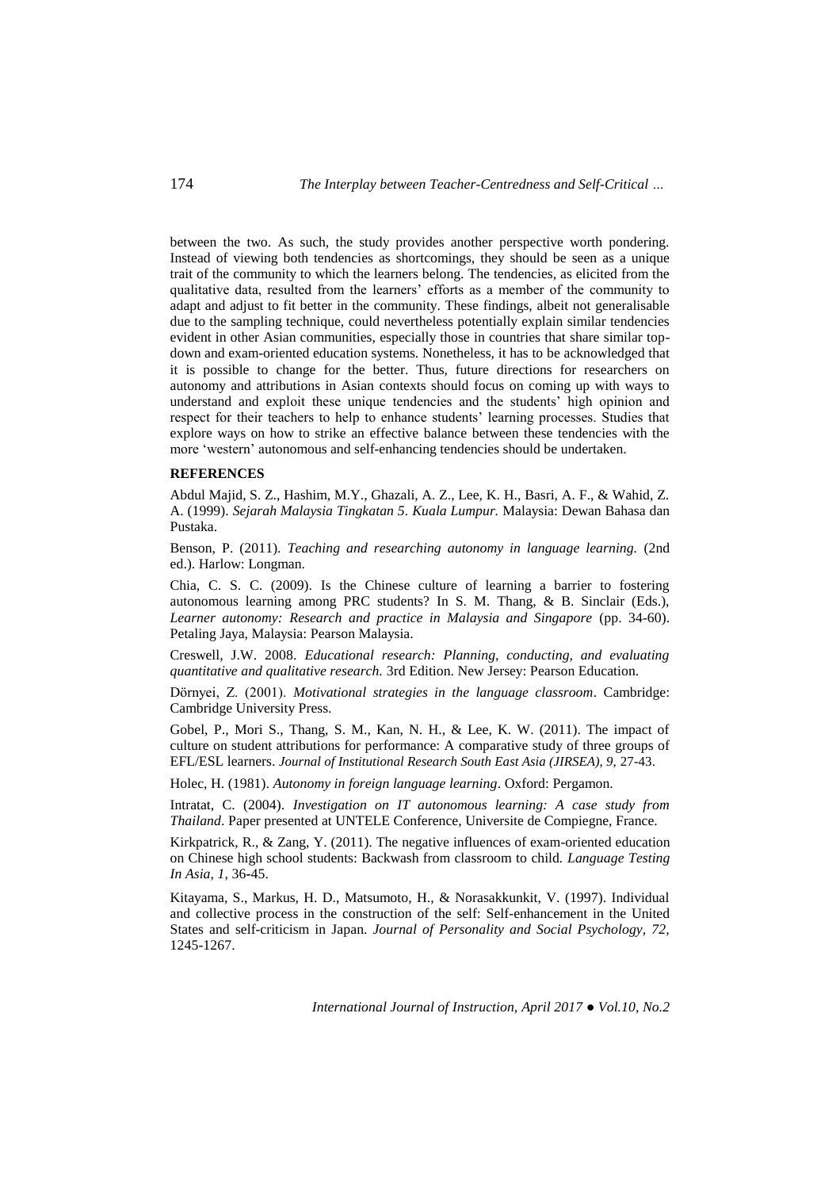between the two. As such, the study provides another perspective worth pondering. Instead of viewing both tendencies as shortcomings, they should be seen as a unique trait of the community to which the learners belong. The tendencies, as elicited from the qualitative data, resulted from the learners' efforts as a member of the community to adapt and adjust to fit better in the community. These findings, albeit not generalisable due to the sampling technique, could nevertheless potentially explain similar tendencies evident in other Asian communities, especially those in countries that share similar top-down and exam-oriented education systems. Nonetheless, it has to be acknowledged that it is possible to change for the better. Thus, future directions for researchers on autonomy and attributions in Asian contexts should focus on coming up with ways to understand and exploit these unique tendencies and the students' high opinion and respect for their teachers to help to enhance students' learning processes. Studies that explore ways on how to strike an effective balance between these tendencies with the more 'western' autonomous and self-enhancing tendencies should be undertaken.

## REFERENCES

Abdul Majid, S. Z., Hashim, M.Y., Ghazali, A. Z., Lee, K. H., Basri, A. F., & Wahid, Z. A. (1999). *Sejarah Malaysia Tingkatan 5*. *Kuala Lumpur.* Malaysia: Dewan Bahasa dan Pustaka.

Benson, P. (2011). *Teaching and researching autonomy in language learning.* (2nd ed.). Harlow: Longman.

Chia, C. S. C. (2009). Is the Chinese culture of learning a barrier to fostering autonomous learning among PRC students? In S. M. Thang, & B. Sinclair (Eds.), *Learner autonomy: Research and practice in Malaysia and Singapore* (pp. 34-60). Petaling Jaya, Malaysia: Pearson Malaysia.

Creswell, J.W. 2008. *Educational research: Planning, conducting, and evaluating quantitative and qualitative research.* 3rd Edition. New Jersey: Pearson Education.

Dörnyei, Z. (2001). *Motivational strategies in the language classroom*. Cambridge: Cambridge University Press.

Gobel, P., Mori S., Thang, S. M., Kan, N. H., & Lee, K. W. (2011). The impact of culture on student attributions for performance: A comparative study of three groups of EFL/ESL learners. *Journal of Institutional Research South East Asia (JIRSEA), 9,* 27-43.

Holec, H. (1981). *Autonomy in foreign language learning*. Oxford: Pergamon.

Intratat, C. (2004). *Investigation on IT autonomous learning: A case study from Thailand*. Paper presented at UNTELE Conference, Universite de Compiegne, France.

Kirkpatrick, R., & Zang, Y. (2011). The negative influences of exam-oriented education on Chinese high school students: Backwash from classroom to child. *Language Testing In Asia, 1,* 36-45.

Kitayama, S., Markus, H. D., Matsumoto, H., & Norasakkunkit, V. (1997). Individual and collective process in the construction of the self: Self-enhancement in the United States and self-criticism in Japan. *Journal of Personality and Social Psychology, 72,* 1245-1267.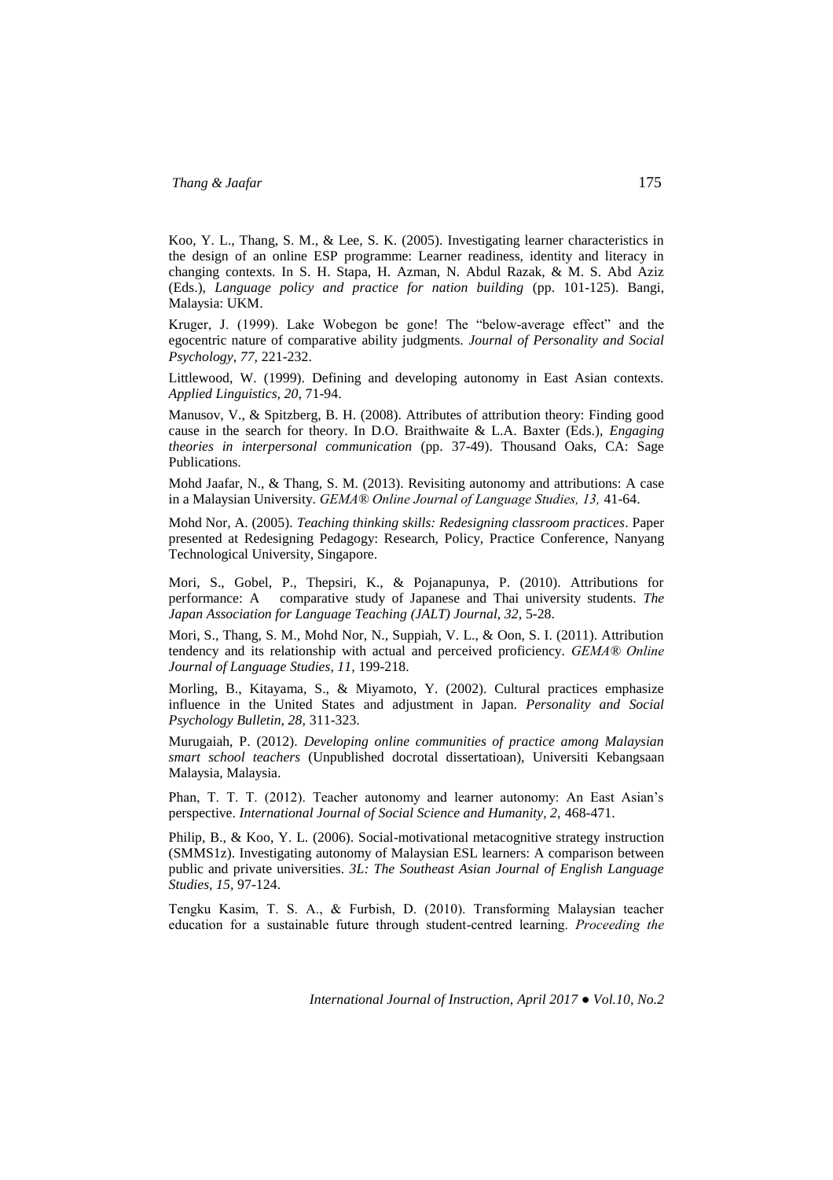Koo, Y. L., Thang, S. M., & Lee, S. K. (2005). Investigating learner characteristics in the design of an online ESP programme: Learner readiness, identity and literacy in changing contexts. In S. H. Stapa, H. Azman, N. Abdul Razak, & M. S. Abd Aziz (Eds.), *Language policy and practice for nation building* (pp. 101-125). Bangi, Malaysia: UKM.

Kruger, J. (1999). Lake Wobegon be gone! The "below-average effect" and the egocentric nature of comparative ability judgments. *Journal of Personality and Social Psychology, 77,* 221-232.

Littlewood, W. (1999). Defining and developing autonomy in East Asian contexts. *Applied Linguistics, 20*, 71-94.

Manusov, V., & Spitzberg, B. H. (2008). Attributes of attribution theory: Finding good cause in the search for theory. In D.O. Braithwaite & L.A. Baxter (Eds.), *Engaging theories in interpersonal communication* (pp. 37-49). Thousand Oaks, CA: Sage Publications.

Mohd Jaafar, N., & Thang, S. M. (2013). Revisiting autonomy and attributions: A case in a Malaysian University. *GEMA® Online Journal of Language Studies, 13,* 41-64.

Mohd Nor, A. (2005). *Teaching thinking skills: Redesigning classroom practices*. Paper presented at Redesigning Pedagogy: Research, Policy, Practice Conference, Nanyang Technological University, Singapore.

Mori, S., Gobel, P., Thepsiri, K., & Pojanapunya, P. (2010). Attributions for performance: A comparative study of Japanese and Thai university students. *The Japan Association for Language Teaching (JALT) Journal, 32,* 5-28.

Mori, S., Thang, S. M., Mohd Nor, N., Suppiah, V. L., & Oon, S. I. (2011). Attribution tendency and its relationship with actual and perceived proficiency. *GEMA® Online Journal of Language Studies, 11,* 199-218.

Morling, B., Kitayama, S., & Miyamoto, Y. (2002). Cultural practices emphasize influence in the United States and adjustment in Japan. *Personality and Social Psychology Bulletin, 28,* 311-323.

Murugaiah, P. (2012). *Developing online communities of practice among Malaysian smart school teachers* (Unpublished docrotal dissertatioan), Universiti Kebangsaan Malaysia, Malaysia.

Phan, T. T. T. (2012). Teacher autonomy and learner autonomy: An East Asian's perspective. *International Journal of Social Science and Humanity, 2,* 468-471.

Philip, B., & Koo, Y. L. (2006). Social-motivational metacognitive strategy instruction (SMMS1z). Investigating autonomy of Malaysian ESL learners: A comparison between public and private universities. *3L: The Southeast Asian Journal of English Language Studies, 15,* 97-124.

Tengku Kasim, T. S. A., & Furbish, D. (2010). Transforming Malaysian teacher education for a sustainable future through student-centred learning. *Proceeding the*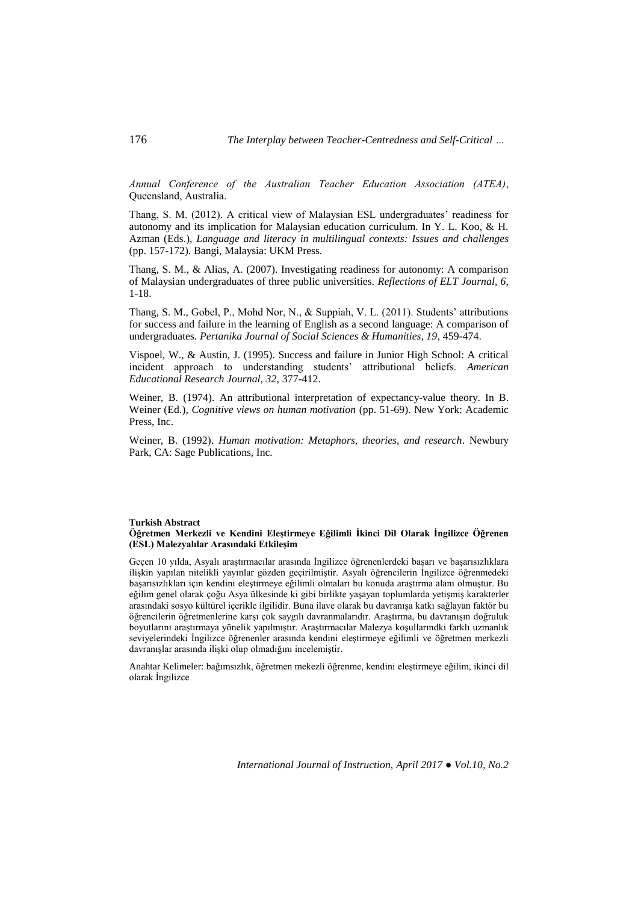*Annual Conference of the Australian Teacher Education Association (ATEA)*, Queensland, Australia.

Thang, S. M. (2012). A critical view of Malaysian ESL undergraduates' readiness for autonomy and its implication for Malaysian education curriculum. In Y. L. Koo, & H. Azman (Eds.), *Language and literacy in multilingual contexts: Issues and challenges* (pp. 157-172). Bangi, Malaysia: UKM Press.

Thang, S. M., & Alias, A. (2007). Investigating readiness for autonomy: A comparison of Malaysian undergraduates of three public universities. *Reflections of ELT Journal, 6,* 1-18.

Thang, S. M., Gobel, P., Mohd Nor, N., & Suppiah, V. L. (2011). Students' attributions for success and failure in the learning of English as a second language: A comparison of undergraduates. *Pertanika Journal of Social Sciences & Humanities, 19*, 459-474.

Vispoel, W., & Austin, J. (1995). Success and failure in Junior High School: A critical incident approach to understanding students' attributional beliefs. *American Educational Research Journal, 32,* 377-412.

Weiner, B. (1974). An attributional interpretation of expectancy-value theory. In B. Weiner (Ed.), *Cognitive views on human motivation* (pp. 51-69). New York: Academic Press, Inc.

Weiner, B. (1992). *Human motivation: Metaphors, theories, and research*. Newbury Park, CA: Sage Publications, Inc.

**Turkish Abstract**

**Öğretmen Merkezli ve Kendini Eleştirmeye Eğilimli İkinci Dil Olarak İngilizce Öğrenen (ESL) Malezyalılar Arasındaki Etkileşim**

Geçen 10 yılda, Asyalı araştırmacılar arasında İngilizce öğrenenlerdeki başarı ve başarısızlıklara ilişkin yapılan nitelikli yayınlar gözden geçirilmiştir. Asyalı öğrencilerin İngilizce öğrenmedeki başarısızlıkları için kendini eleştirmeye eğilimli olmaları bu konuda araştırma alanı olmuştur. Bu eğilim genel olarak çoğu Asya ülkesinde ki gibi birlikte yaşayan toplumlarda yetişmiş karakterler arasındaki sosyo kültürel içerikle ilgilidir. Buna ilave olarak bu davranışa katkı sağlayan faktör bu öğrencilerin öğretmenlerine karşı çok saygılı davranmalarıdır. Araştırma, bu davranışın doğruluk boyutlarını araştırmaya yönelik yapılmıştır. Araştırmacılar Malezya koşullarındki farklı uzmanlık seviyelerindeki İngilizce öğrenenler arasında kendini eleştirmeye eğilimli ve öğretmen merkezli davranışlar arasında ilişki olup olmadığını incelemiştir.

Anahtar Kelimeler: bağımsızlık, öğretmen mekezli öğrenme, kendini eleştirmeye eğilim, ikinci dil olarak İngilizce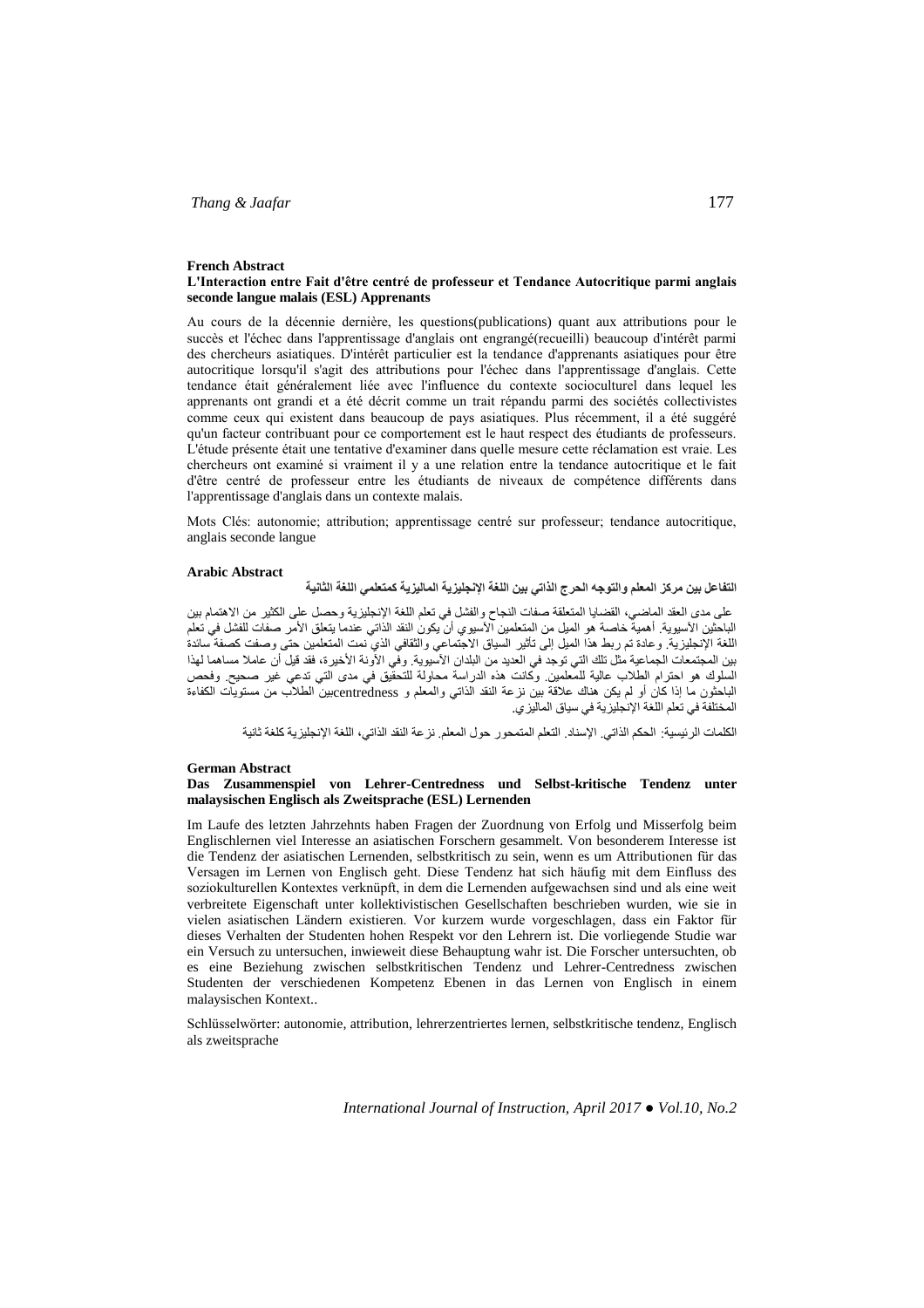### French Abstract

**L'Interaction entre Fait d'être centré de professeur et Tendance Autocritique parmi anglais seconde langue malais (ESL) Apprenants**

Au cours de la décennie dernière, les questions(publications) quant aux attributions pour le succès et l'échec dans l'apprentissage d'anglais ont engrangé(recueilli) beaucoup d'intérêt parmi des chercheurs asiatiques. D'intérêt particulier est la tendance d'apprenants asiatiques pour être autocritique lorsqu'il s'agit des attributions pour l'échec dans l'apprentissage d'anglais. Cette tendance était généralement liée avec l'influence du contexte socioculturel dans lequel les apprenants ont grandi et a été décrit comme un trait répandu parmi des sociétés collectivistes comme ceux qui existent dans beaucoup de pays asiatiques. Plus récemment, il a été suggéré qu'un facteur contribuant pour ce comportement est le haut respect des étudiants de professeurs. L'étude présente était une tentative d'examiner dans quelle mesure cette réclamation est vraie. Les chercheurs ont examiné si vraiment il y a une relation entre la tendance autocritique et le fait d'être centré de professeur entre les étudiants de niveaux de compétence différents dans l'apprentissage d'anglais dans un contexte malais.

Mots Clés: autonomie; attribution; apprentissage centré sur professeur; tendance autocritique, anglais seconde langue

### Arabic Abstract

**التفاعل بين مركز المعلم والتوجه الحرج الذاتي بين اللغة الإنجليزية الماليزية كمتعلمي اللغة الثانية**

على مدى العقد الماضي، القضايا المتعلقة صفات النجاح والفشل في تعلم اللغة الإنجليزية وحصل على الكثير من الاهتمام بين الباحثين الآسيوية. أهمية خاصة هو الميل من المتعلمين الآسيوي أن يكون النقد الذاتي عندما يتعلق الأمر صفات للفشل في تعلم اللغة الإنجليزية. وعادة تم ربط هذا الميل إلى تأثير السياق الاجتماعي والثقافي الذي نمت المتعلمين حتى وصفت كصفة سائدة بين المجتمعات الجماعية مثل تلك التي توجد في العديد من البلدان الآسيوية. وفي الآونة الأخيرة، فقد قيل أن عاملا مساهما لهذا السلوك هو احترام الطلاب عالية للمعلمين. وكانت هذه الدراسة محاولة للتحقيق في مدى التي تدعي غير صحيح. وفحص الباحثون ما إذا كان أو لم يكن هناك علاقة بين نزعة النقد الذاتي والمعلم و centrednessبين الطلاب من مستويات الكفاءة المختلفة في تعلم اللغة الإنجليزية في سياق الماليزي.

الكلمات الرئيسية: الحكم الذاتي. الإسناد. التعلم المتمحور حول المعلم. نزعة النقد الذاتي، اللغة الإنجليزية كلغة ثانية

### German Abstract

**Das Zusammenspiel von Lehrer-Centredness und Selbst-kritische Tendenz unter malaysischen Englisch als Zweitsprache (ESL) Lernenden**

Im Laufe des letzten Jahrzehnts haben Fragen der Zuordnung von Erfolg und Misserfolg beim Englischlernen viel Interesse an asiatischen Forschern gesammelt. Von besonderem Interesse ist die Tendenz der asiatischen Lernenden, selbstkritisch zu sein, wenn es um Attributionen für das Versagen im Lernen von Englisch geht. Diese Tendenz hat sich häufig mit dem Einfluss des soziokulturellen Kontextes verknüpft, in dem die Lernenden aufgewachsen sind und als eine weit verbreitete Eigenschaft unter kollektivistischen Gesellschaften beschrieben wurden, wie sie in vielen asiatischen Ländern existieren. Vor kurzem wurde vorgeschlagen, dass ein Faktor für dieses Verhalten der Studenten hohen Respekt vor den Lehrern ist. Die vorliegende Studie war ein Versuch zu untersuchen, inwieweit diese Behauptung wahr ist. Die Forscher untersuchten, ob es eine Beziehung zwischen selbstkritischen Tendenz und Lehrer-Centredness zwischen Studenten der verschiedenen Kompetenz Ebenen in das Lernen von Englisch in einem malaysischen Kontext..

Schlüsselwörter: autonomie, attribution, lehrerzentriertes lernen, selbstkritische tendenz, Englisch als zweitsprache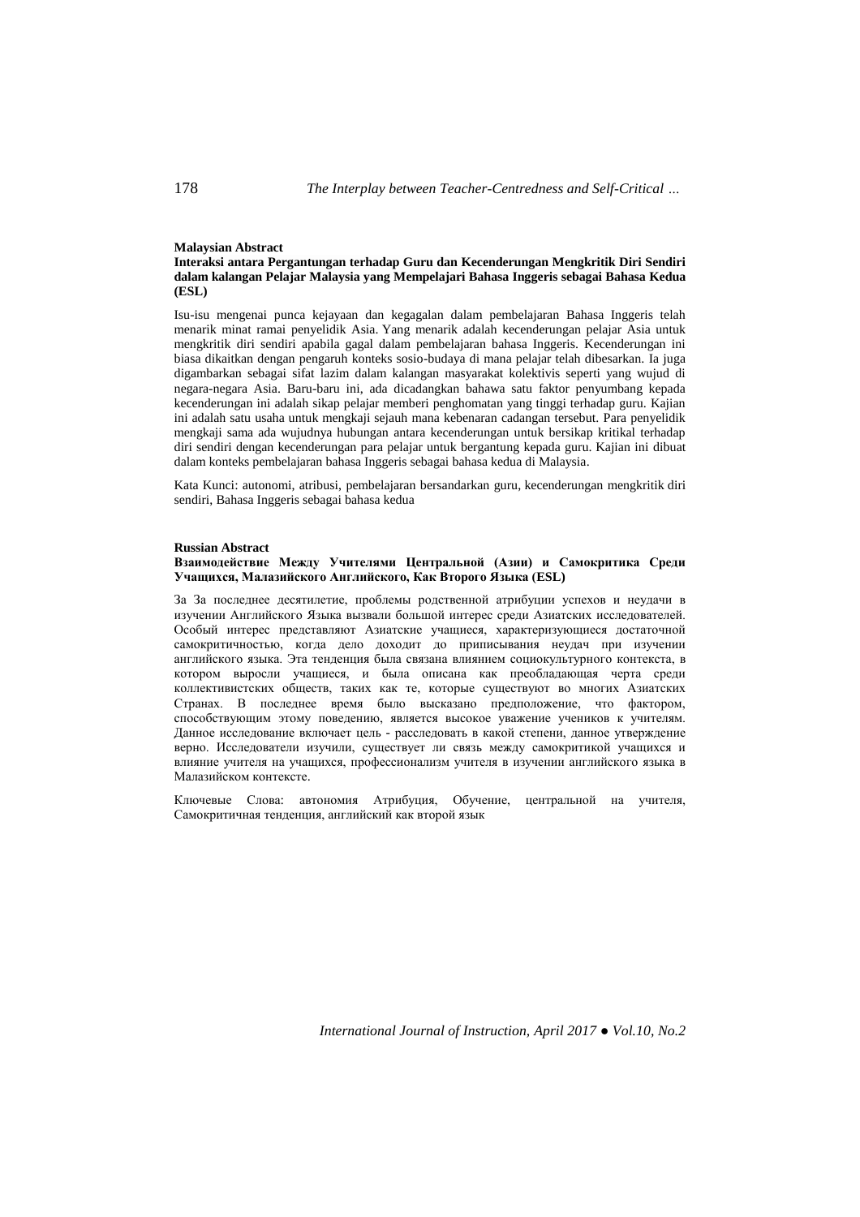**Malaysian Abstract**

**Interaksi antara Pergantungan terhadap Guru dan Kecenderungan Mengkritik Diri Sendiri dalam kalangan Pelajar Malaysia yang Mempelajari Bahasa Inggeris sebagai Bahasa Kedua (ESL)**

Isu-isu mengenai punca kejayaan dan kegagalan dalam pembelajaran Bahasa Inggeris telah menarik minat ramai penyelidik Asia. Yang menarik adalah kecenderungan pelajar Asia untuk mengkritik diri sendiri apabila gagal dalam pembelajaran bahasa Inggeris. Kecenderungan ini biasa dikaitkan dengan pengaruh konteks sosio-budaya di mana pelajar telah dibesarkan. Ia juga digambarkan sebagai sifat lazim dalam kalangan masyarakat kolektivis seperti yang wujud di negara-negara Asia. Baru-baru ini, ada dicadangkan bahawa satu faktor penyumbang kepada kecenderungan ini adalah sikap pelajar memberi penghomatan yang tinggi terhadap guru. Kajian ini adalah satu usaha untuk mengkaji sejauh mana kebenaran cadangan tersebut. Para penyelidik mengkaji sama ada wujudnya hubungan antara kecenderungan untuk bersikap kritikal terhadap diri sendiri dengan kecenderungan para pelajar untuk bergantung kepada guru. Kajian ini dibuat dalam konteks pembelajaran bahasa Inggeris sebagai bahasa kedua di Malaysia.

Kata Kunci: autonomi, atribusi, pembelajaran bersandarkan guru, kecenderungan mengkritik diri sendiri, Bahasa Inggeris sebagai bahasa kedua

**Russian Abstract**

**Взаимодействие Между Учителями Центральной (Азии) и Самокритика Среди Учащихся, Малазийского Английского, Как Второго Языка (ESL)**

За За последнее десятилетие, проблемы родственной атрибуции успехов и неудачи в изучении Английского Языка вызвали большой интерес среди Азиатских исследователей. Особый интерес представляют Азиатские учащиеся, характеризующиеся достаточной самокритичностью, когда дело доходит до приписывания неудач при изучении английского языка. Эта тенденция была связана влиянием социокультурного контекста, в котором выросли учащиеся, и была описана как преобладающая черта среди коллективистских обществ, таких как те, которые существуют во многих Азиатских Странах. В последнее время было высказано предположение, что фактором, способствующим этому поведению, является высокое уважение учеников к учителям. Данное исследование включает цель - расследовать в какой степени, данное утверждение верно. Исследователи изучили, существует ли связь между самокритикой учащихся и влияние учителя на учащихся, профессионализм учителя в изучении английского языка в Малазийском контексте.

Ключевые Слова: автономия Атрибуция, Обучение, центральной на учителя, Самокритичная тенденция, английский как второй язык